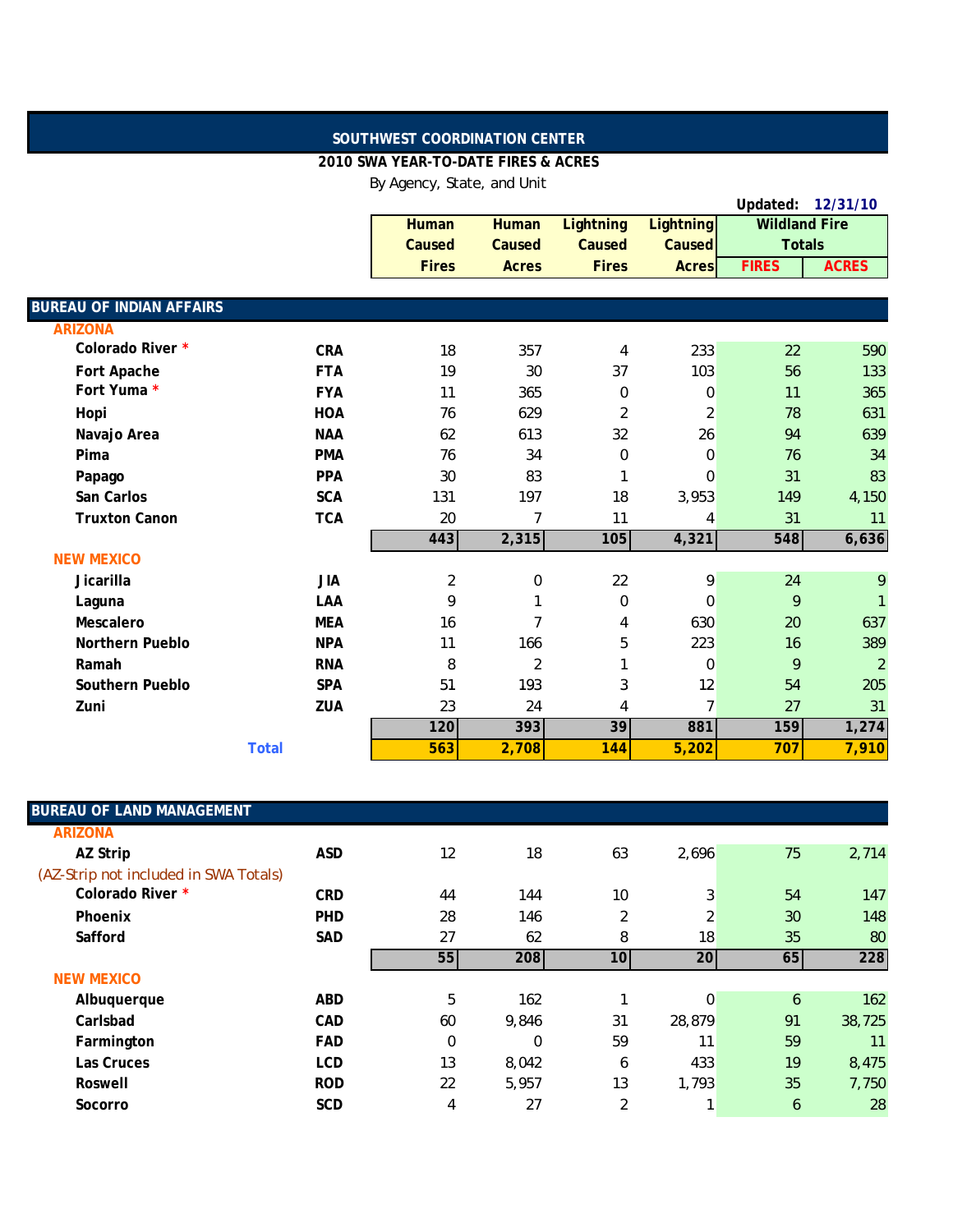# SOUTHWEST COORDINATION CENTER

**2010 SWA YEAR-TO-DATE FIRES & ACRES**

By Agency, State, and Unit

**Updated: 12/31/10**

| | | Human Caused Fires | Human Caused Acres | Lightning Caused Fires | Lightning Caused Acres | Wildland Fire Totals | |
|---|---|---|---|---|---|---|---|
| | | | | | | FIRES | ACRES |
| **BUREAU OF INDIAN AFFAIRS** | | | | | | | |
| **ARIZONA** | | | | | | | |
| **Colorado River** * | **CRA** | 18 | 357 | 4 | 233 | 22 | 590 |
| **Fort Apache** | **FTA** | 19 | 30 | 37 | 103 | 56 | 133 |
| **Fort Yuma** * | **FYA** | 11 | 365 | 0 | 0 | 11 | 365 |
| **Hopi** | **HOA** | 76 | 629 | 2 | 2 | 78 | 631 |
| **Navajo Area** | **NAA** | 62 | 613 | 32 | 26 | 94 | 639 |
| **Pima** | **PMA** | 76 | 34 | 0 | 0 | 76 | 34 |
| **Papago** | **PPA** | 30 | 83 | 1 | 0 | 31 | 83 |
| **San Carlos** | **SCA** | 131 | 197 | 18 | 3,953 | 149 | 4,150 |
| **Truxton Canon** | **TCA** | 20 | 7 | 11 | 4 | 31 | 11 |
| | | **443** | **2,315** | **105** | **4,321** | **548** | **6,636** |
| **NEW MEXICO** | | | | | | | |
| **Jicarilla** | **JIA** | 2 | 0 | 22 | 9 | 24 | 9 |
| **Laguna** | **LAA** | 9 | 1 | 0 | 0 | 9 | 1 |
| **Mescalero** | **MEA** | 16 | 7 | 4 | 630 | 20 | 637 |
| **Northern Pueblo** | **NPA** | 11 | 166 | 5 | 223 | 16 | 389 |
| **Ramah** | **RNA** | 8 | 2 | 1 | 0 | 9 | 2 |
| **Southern Pueblo** | **SPA** | 51 | 193 | 3 | 12 | 54 | 205 |
| **Zuni** | **ZUA** | 23 | 24 | 4 | 7 | 27 | 31 |
| | | **120** | **393** | **39** | **881** | **159** | **1,274** |
| **Total** | | **563** | **2,708** | **144** | **5,202** | **707** | **7,910** |
| **BUREAU OF LAND MANAGEMENT** | | | | | | | |
| **ARIZONA** | | | | | | | |
| **AZ Strip** | **ASD** | 12 | 18 | 63 | 2,696 | 75 | 2,714 |
| (AZ-Strip not included in SWA Totals) | | | | | | | |
| **Colorado River** * | **CRD** | 44 | 144 | 10 | 3 | 54 | 147 |
| **Phoenix** | **PHD** | 28 | 146 | 2 | 2 | 30 | 148 |
| **Safford** | **SAD** | 27 | 62 | 8 | 18 | 35 | 80 |
| | | **55** | **208** | **10** | **20** | **65** | **228** |
| **NEW MEXICO** | | | | | | | |
| **Albuquerque** | **ABD** | 5 | 162 | 1 | 0 | 6 | 162 |
| **Carlsbad** | **CAD** | 60 | 9,846 | 31 | 28,879 | 91 | 38,725 |
| **Farmington** | **FAD** | 0 | 0 | 59 | 11 | 59 | 11 |
| **Las Cruces** | **LCD** | 13 | 8,042 | 6 | 433 | 19 | 8,475 |
| **Roswell** | **ROD** | 22 | 5,957 | 13 | 1,793 | 35 | 7,750 |
| **Socorro** | **SCD** | 4 | 27 | 2 | 1 | 6 | 28 |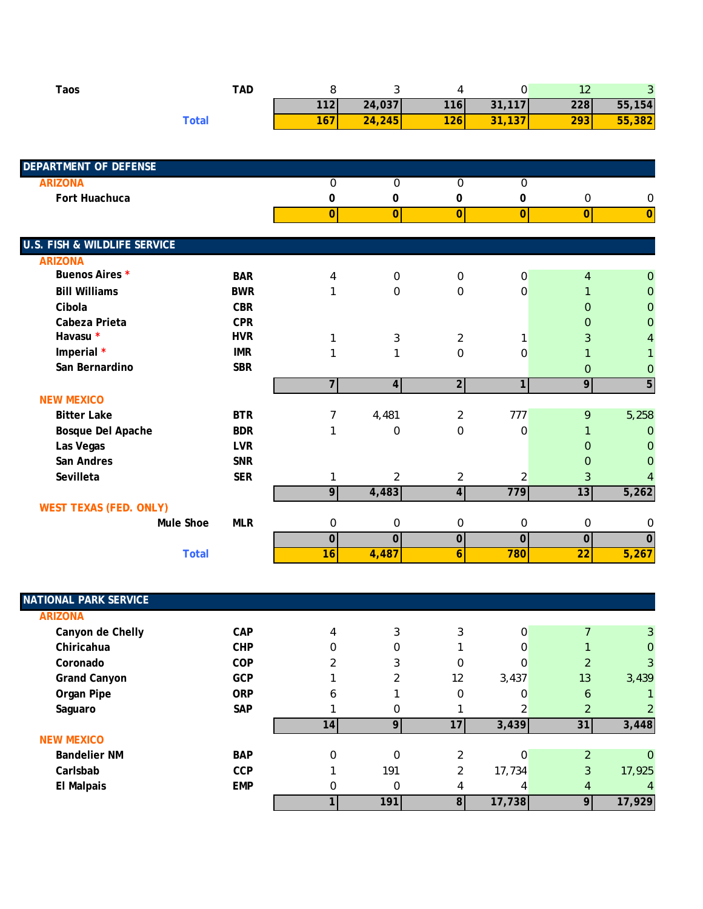| | | | | | | | |
|---|---|---|---|---|---|---|---|
| **Taos** | **TAD** | 8 | 3 | 4 | 0 | 12 | 3 |
| | | **112** | **24,037** | **116** | **31,117** | **228** | **55,154** |
| **Total** | | **167** | **24,245** | **126** | **31,137** | **293** | **55,382** |

## DEPARTMENT OF DEFENSE

| | | | | | | | |
|---|---|---|---|---|---|---|---|
| **ARIZONA** | | 0 | 0 | 0 | 0 | | |
| **Fort Huachuca** | | **0** | **0** | **0** | **0** | 0 | 0 |
| | | **0** | **0** | **0** | **0** | **0** | **0** |

## U.S. FISH & WILDLIFE SERVICE

| | | | | | | | |
|---|---|---|---|---|---|---|---|
| **ARIZONA** | | | | | | | |
| **Buenos Aires** * | **BAR** | 4 | 0 | 0 | 0 | 4 | 0 |
| **Bill Williams** | **BWR** | 1 | 0 | 0 | 0 | 1 | 0 |
| **Cibola** | **CBR** | | | | | 0 | 0 |
| **Cabeza Prieta** | **CPR** | | | | | 0 | 0 |
| **Havasu** * | **HVR** | 1 | 3 | 2 | 1 | 3 | 4 |
| **Imperial** * | **IMR** | 1 | 1 | 0 | 0 | 1 | 1 |
| **San Bernardino** | **SBR** | | | | | 0 | 0 |
| | | **7** | **4** | **2** | **1** | **9** | **5** |
| **NEW MEXICO** | | | | | | | |
| **Bitter Lake** | **BTR** | 7 | 4,481 | 2 | 777 | 9 | 5,258 |
| **Bosque Del Apache** | **BDR** | 1 | 0 | 0 | 0 | 1 | 0 |
| **Las Vegas** | **LVR** | | | | | 0 | 0 |
| **San Andres** | **SNR** | | | | | 0 | 0 |
| **Sevilleta** | **SER** | 1 | 2 | 2 | 2 | 3 | 4 |
| | | **9** | **4,483** | **4** | **779** | **13** | **5,262** |
| **WEST TEXAS (FED. ONLY)** | | | | | | | |
| **Mule Shoe** | **MLR** | 0 | 0 | 0 | 0 | 0 | 0 |
| | | **0** | **0** | **0** | **0** | **0** | **0** |
| **Total** | | **16** | **4,487** | **6** | **780** | **22** | **5,267** |

## NATIONAL PARK SERVICE

| | | | | | | | |
|---|---|---|---|---|---|---|---|
| **ARIZONA** | | | | | | | |
| **Canyon de Chelly** | **CAP** | 4 | 3 | 3 | 0 | 7 | 3 |
| **Chiricahua** | **CHP** | 0 | 0 | 1 | 0 | 1 | 0 |
| **Coronado** | **COP** | 2 | 3 | 0 | 0 | 2 | 3 |
| **Grand Canyon** | **GCP** | 1 | 2 | 12 | 3,437 | 13 | 3,439 |
| **Organ Pipe** | **ORP** | 6 | 1 | 0 | 0 | 6 | 1 |
| **Saguaro** | **SAP** | 1 | 0 | 1 | 2 | 2 | 2 |
| | | **14** | **9** | **17** | **3,439** | **31** | **3,448** |
| **NEW MEXICO** | | | | | | | |
| **Bandelier NM** | **BAP** | 0 | 0 | 2 | 0 | 2 | 0 |
| **Carlsbab** | **CCP** | 1 | 191 | 2 | 17,734 | 3 | 17,925 |
| **El Malpais** | **EMP** | 0 | 0 | 4 | 4 | 4 | 4 |
| | | **1** | **191** | **8** | **17,738** | **9** | **17,929** |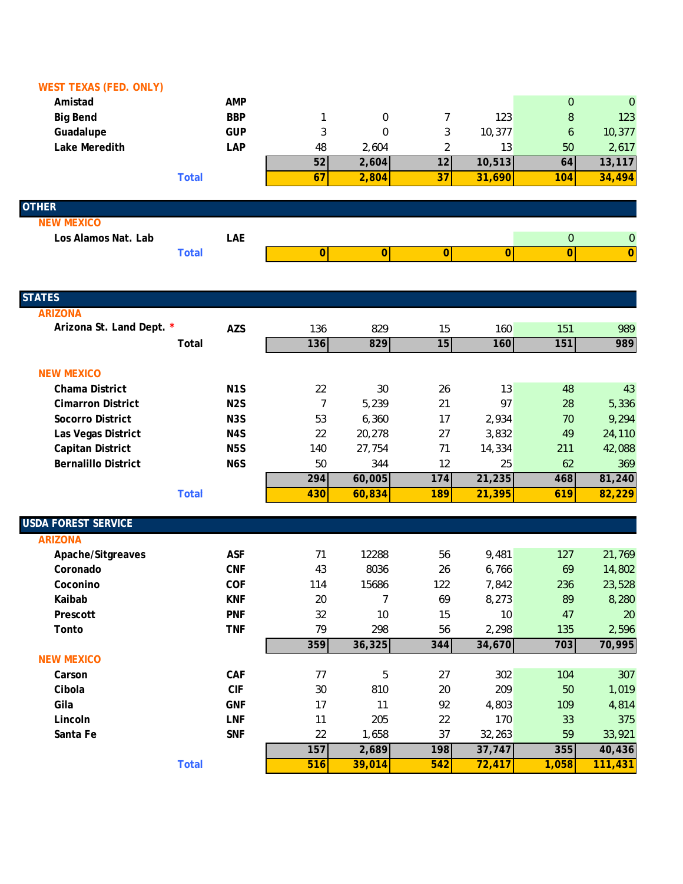| | | | | | | | |
|---|---|---|---|---|---|---|---|
| **WEST TEXAS (FED. ONLY)** | | | | | | | |
| **Amistad** | **AMP** | | | | | 0 | 0 |
| **Big Bend** | **BBP** | 1 | 0 | 7 | 123 | 8 | 123 |
| **Guadalupe** | **GUP** | 3 | 0 | 3 | 10,377 | 6 | 10,377 |
| **Lake Meredith** | **LAP** | 48 | 2,604 | 2 | 13 | 50 | 2,617 |
| | | **52** | **2,604** | **12** | **10,513** | **64** | **13,117** |
| **Total** | | **67** | **2,804** | **37** | **31,690** | **104** | **34,494** |
| **OTHER** | | | | | | | |
| **NEW MEXICO** | | | | | | | |
| **Los Alamos Nat. Lab** | **LAE** | | | | | 0 | 0 |
| **Total** | | **0** | **0** | **0** | **0** | **0** | **0** |
| **STATES** | | | | | | | |
| **ARIZONA** | | | | | | | |
| **Arizona St. Land Dept. *** | **AZS** | 136 | 829 | 15 | 160 | 151 | 989 |
| **Total** | | **136** | **829** | **15** | **160** | **151** | **989** |
| **NEW MEXICO** | | | | | | | |
| **Chama District** | **N1S** | 22 | 30 | 26 | 13 | 48 | 43 |
| **Cimarron District** | **N2S** | 7 | 5,239 | 21 | 97 | 28 | 5,336 |
| **Socorro District** | **N3S** | 53 | 6,360 | 17 | 2,934 | 70 | 9,294 |
| **Las Vegas District** | **N4S** | 22 | 20,278 | 27 | 3,832 | 49 | 24,110 |
| **Capitan District** | **N5S** | 140 | 27,754 | 71 | 14,334 | 211 | 42,088 |
| **Bernalillo District** | **N6S** | 50 | 344 | 12 | 25 | 62 | 369 |
| | | **294** | **60,005** | **174** | **21,235** | **468** | **81,240** |
| **Total** | | **430** | **60,834** | **189** | **21,395** | **619** | **82,229** |
| **USDA FOREST SERVICE** | | | | | | | |
| **ARIZONA** | | | | | | | |
| **Apache/Sitgreaves** | **ASF** | 71 | 12288 | 56 | 9,481 | 127 | 21,769 |
| **Coronado** | **CNF** | 43 | 8036 | 26 | 6,766 | 69 | 14,802 |
| **Coconino** | **COF** | 114 | 15686 | 122 | 7,842 | 236 | 23,528 |
| **Kaibab** | **KNF** | 20 | 7 | 69 | 8,273 | 89 | 8,280 |
| **Prescott** | **PNF** | 32 | 10 | 15 | 10 | 47 | 20 |
| **Tonto** | **TNF** | 79 | 298 | 56 | 2,298 | 135 | 2,596 |
| | | **359** | **36,325** | **344** | **34,670** | **703** | **70,995** |
| **NEW MEXICO** | | | | | | | |
| **Carson** | **CAF** | 77 | 5 | 27 | 302 | 104 | 307 |
| **Cibola** | **CIF** | 30 | 810 | 20 | 209 | 50 | 1,019 |
| **Gila** | **GNF** | 17 | 11 | 92 | 4,803 | 109 | 4,814 |
| **Lincoln** | **LNF** | 11 | 205 | 22 | 170 | 33 | 375 |
| **Santa Fe** | **SNF** | 22 | 1,658 | 37 | 32,263 | 59 | 33,921 |
| | | **157** | **2,689** | **198** | **37,747** | **355** | **40,436** |
| **Total** | | **516** | **39,014** | **542** | **72,417** | **1,058** | **111,431** |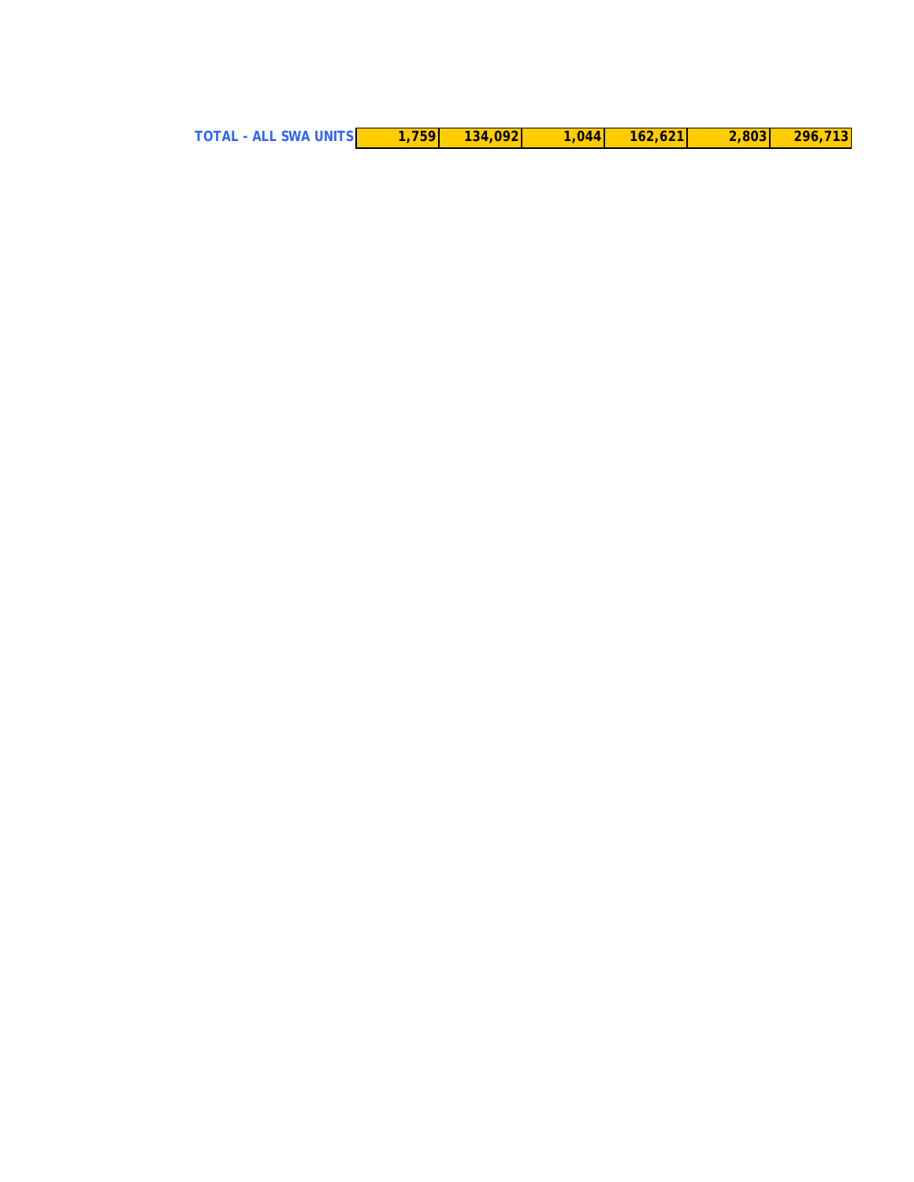| | | | | | | |
|---|---|---|---|---|---|---|
| **TOTAL - ALL SWA UNITS** | **1,759** | **134,092** | **1,044** | **162,621** | **2,803** | **296,713** |